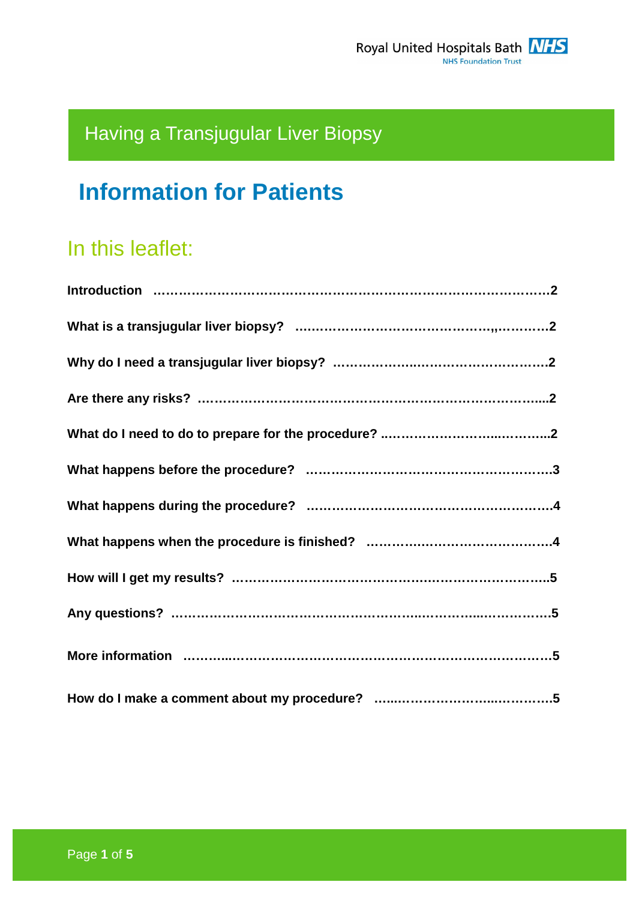Royal United Hospitals Bath NHS Foundation Trust

# Having a Transjugular Liver Biopsy

## Information for Patients

### In this leaflet:

**Introduction ……………………………………………………………………………2**

**What is a transjugular liver biopsy? ……………………………………,,…………2**

**Why do I need a transjugular liver biopsy? ……………..…………………………2**

**Are there any risks? …………………………………………………………………...2**

**What do I need to do to prepare for the procedure? ……………………..………..2**

**What happens before the procedure? ……………………………………………….3**

**What happens during the procedure? ……………………………………………….4**

**What happens when the procedure is finished? ……….……………………………4**

**How will I get my results? ………………………………….…………………………..5**

**Any questions? ………………………………………………...………...…………….5**

**More information ………...……………………………………………………………….5**

**How do I make a comment about my procedure? …....……………………...…………5**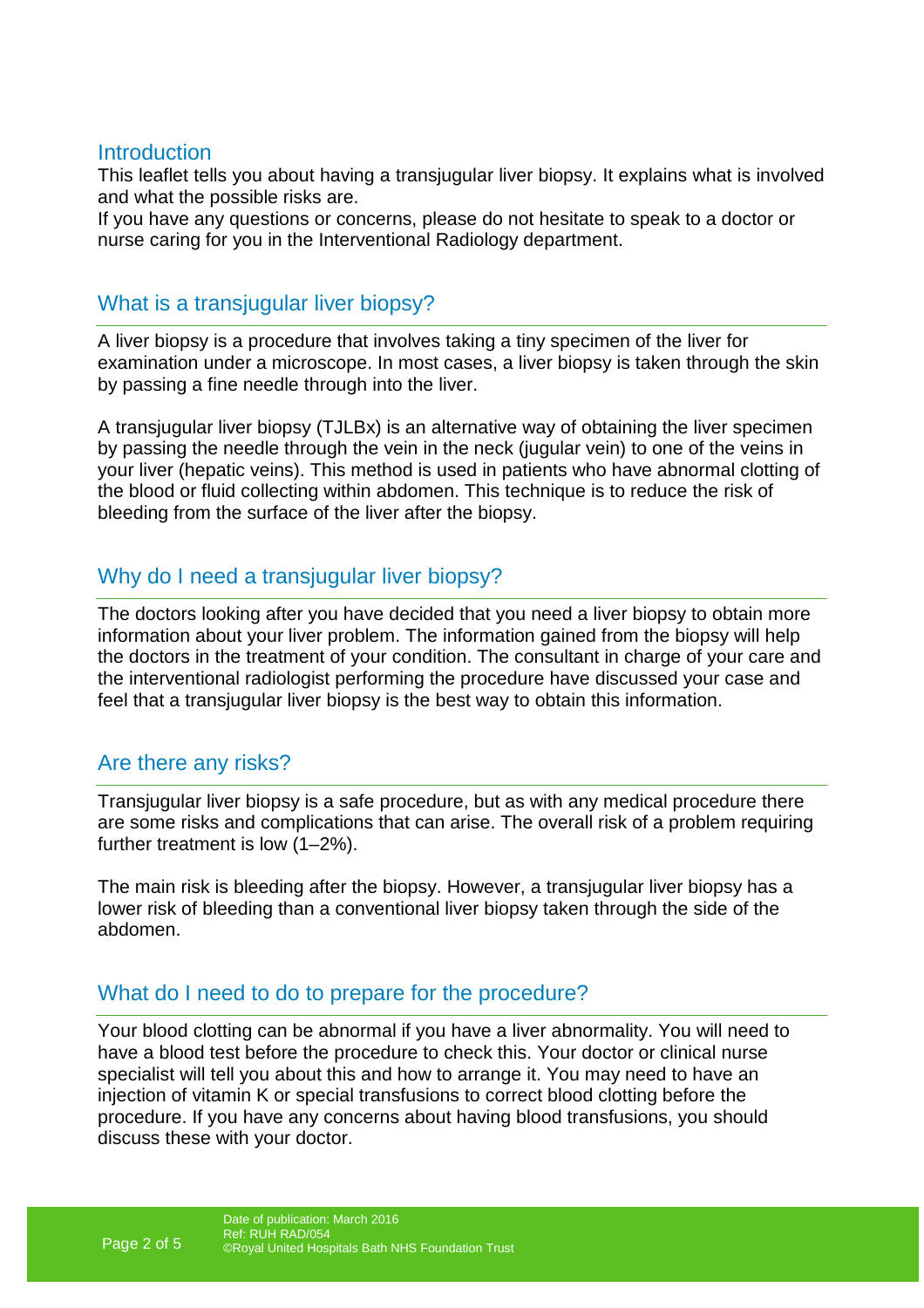## Introduction

This leaflet tells you about having a transjugular liver biopsy. It explains what is involved and what the possible risks are.
If you have any questions or concerns, please do not hesitate to speak to a doctor or nurse caring for you in the Interventional Radiology department.

## What is a transjugular liver biopsy?

A liver biopsy is a procedure that involves taking a tiny specimen of the liver for examination under a microscope. In most cases, a liver biopsy is taken through the skin by passing a fine needle through into the liver.

A transjugular liver biopsy (TJLBx) is an alternative way of obtaining the liver specimen by passing the needle through the vein in the neck (jugular vein) to one of the veins in your liver (hepatic veins). This method is used in patients who have abnormal clotting of the blood or fluid collecting within abdomen. This technique is to reduce the risk of bleeding from the surface of the liver after the biopsy.

## Why do I need a transjugular liver biopsy?

The doctors looking after you have decided that you need a liver biopsy to obtain more information about your liver problem. The information gained from the biopsy will help the doctors in the treatment of your condition. The consultant in charge of your care and the interventional radiologist performing the procedure have discussed your case and feel that a transjugular liver biopsy is the best way to obtain this information.

## Are there any risks?

Transjugular liver biopsy is a safe procedure, but as with any medical procedure there are some risks and complications that can arise. The overall risk of a problem requiring further treatment is low (1–2%).

The main risk is bleeding after the biopsy. However, a transjugular liver biopsy has a lower risk of bleeding than a conventional liver biopsy taken through the side of the abdomen.

## What do I need to do to prepare for the procedure?

Your blood clotting can be abnormal if you have a liver abnormality. You will need to have a blood test before the procedure to check this. Your doctor or clinical nurse specialist will tell you about this and how to arrange it. You may need to have an injection of vitamin K or special transfusions to correct blood clotting before the procedure. If you have any concerns about having blood transfusions, you should discuss these with your doctor.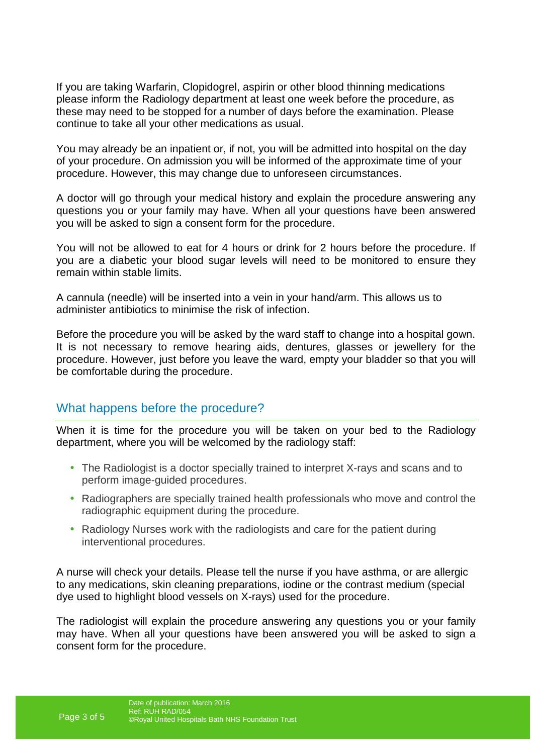If you are taking Warfarin, Clopidogrel, aspirin or other blood thinning medications please inform the Radiology department at least one week before the procedure, as these may need to be stopped for a number of days before the examination. Please continue to take all your other medications as usual.

You may already be an inpatient or, if not, you will be admitted into hospital on the day of your procedure. On admission you will be informed of the approximate time of your procedure. However, this may change due to unforeseen circumstances.

A doctor will go through your medical history and explain the procedure answering any questions you or your family may have. When all your questions have been answered you will be asked to sign a consent form for the procedure.

You will not be allowed to eat for 4 hours or drink for 2 hours before the procedure. If you are a diabetic your blood sugar levels will need to be monitored to ensure they remain within stable limits.

A cannula (needle) will be inserted into a vein in your hand/arm. This allows us to administer antibiotics to minimise the risk of infection.

Before the procedure you will be asked by the ward staff to change into a hospital gown. It is not necessary to remove hearing aids, dentures, glasses or jewellery for the procedure. However, just before you leave the ward, empty your bladder so that you will be comfortable during the procedure.

## What happens before the procedure?

When it is time for the procedure you will be taken on your bed to the Radiology department, where you will be welcomed by the radiology staff:

- The Radiologist is a doctor specially trained to interpret X-rays and scans and to perform image-guided procedures.
- Radiographers are specially trained health professionals who move and control the radiographic equipment during the procedure.
- Radiology Nurses work with the radiologists and care for the patient during interventional procedures.

A nurse will check your details. Please tell the nurse if you have asthma, or are allergic to any medications, skin cleaning preparations, iodine or the contrast medium (special dye used to highlight blood vessels on X-rays) used for the procedure.

The radiologist will explain the procedure answering any questions you or your family may have. When all your questions have been answered you will be asked to sign a consent form for the procedure.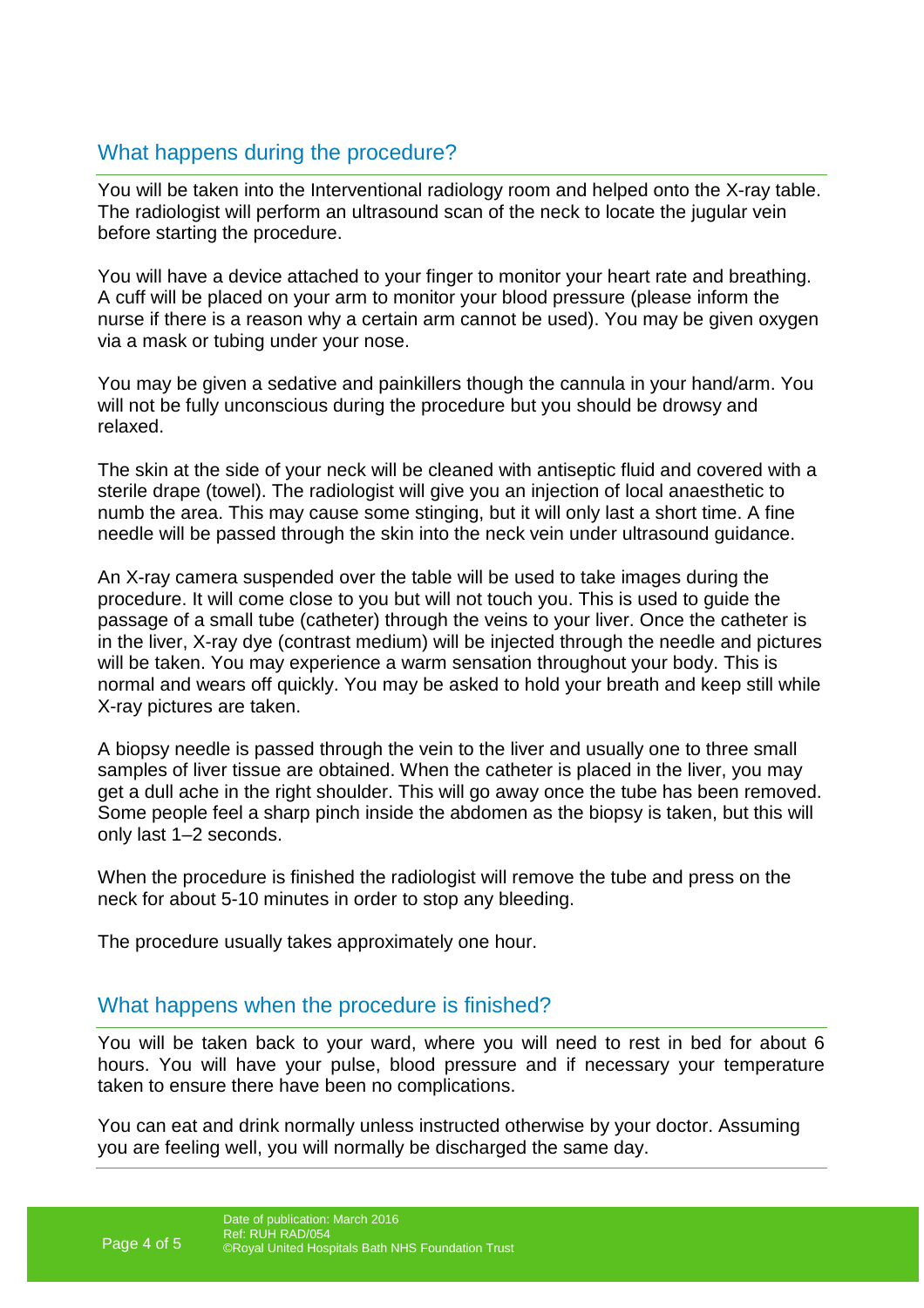## What happens during the procedure?

You will be taken into the Interventional radiology room and helped onto the X-ray table. The radiologist will perform an ultrasound scan of the neck to locate the jugular vein before starting the procedure.

You will have a device attached to your finger to monitor your heart rate and breathing. A cuff will be placed on your arm to monitor your blood pressure (please inform the nurse if there is a reason why a certain arm cannot be used). You may be given oxygen via a mask or tubing under your nose.

You may be given a sedative and painkillers though the cannula in your hand/arm. You will not be fully unconscious during the procedure but you should be drowsy and relaxed.

The skin at the side of your neck will be cleaned with antiseptic fluid and covered with a sterile drape (towel). The radiologist will give you an injection of local anaesthetic to numb the area. This may cause some stinging, but it will only last a short time. A fine needle will be passed through the skin into the neck vein under ultrasound guidance.

An X-ray camera suspended over the table will be used to take images during the procedure. It will come close to you but will not touch you. This is used to guide the passage of a small tube (catheter) through the veins to your liver. Once the catheter is in the liver, X-ray dye (contrast medium) will be injected through the needle and pictures will be taken. You may experience a warm sensation throughout your body. This is normal and wears off quickly. You may be asked to hold your breath and keep still while X-ray pictures are taken.

A biopsy needle is passed through the vein to the liver and usually one to three small samples of liver tissue are obtained. When the catheter is placed in the liver, you may get a dull ache in the right shoulder. This will go away once the tube has been removed. Some people feel a sharp pinch inside the abdomen as the biopsy is taken, but this will only last 1–2 seconds.

When the procedure is finished the radiologist will remove the tube and press on the neck for about 5-10 minutes in order to stop any bleeding.

The procedure usually takes approximately one hour.

## What happens when the procedure is finished?

You will be taken back to your ward, where you will need to rest in bed for about 6 hours. You will have your pulse, blood pressure and if necessary your temperature taken to ensure there have been no complications.

You can eat and drink normally unless instructed otherwise by your doctor. Assuming you are feeling well, you will normally be discharged the same day.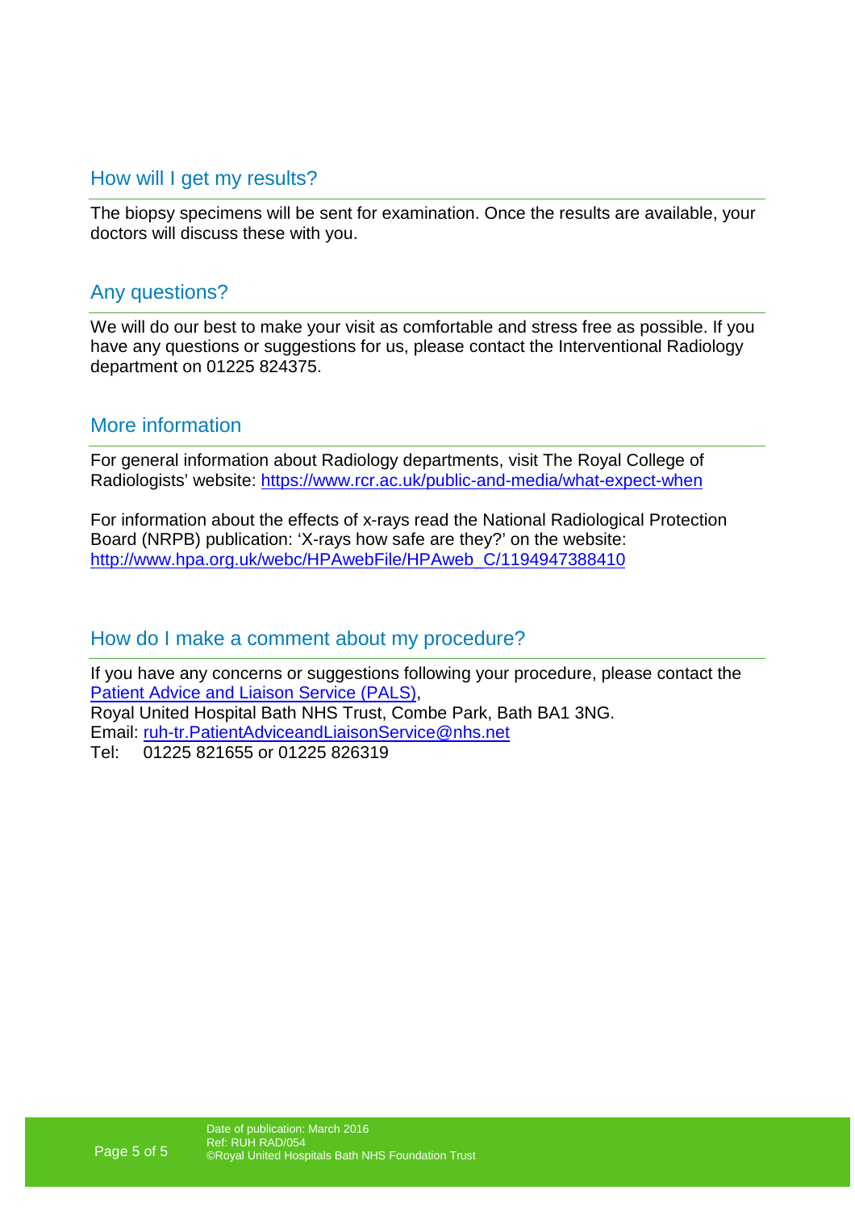## How will I get my results?

The biopsy specimens will be sent for examination. Once the results are available, your doctors will discuss these with you.

## Any questions?

We will do our best to make your visit as comfortable and stress free as possible. If you have any questions or suggestions for us, please contact the Interventional Radiology department on 01225 824375.

## More information

For general information about Radiology departments, visit The Royal College of Radiologists' website: https://www.rcr.ac.uk/public-and-media/what-expect-when

For information about the effects of x-rays read the National Radiological Protection Board (NRPB) publication: 'X-rays how safe are they?' on the website: http://www.hpa.org.uk/webc/HPAwebFile/HPAweb_C/1194947388410

## How do I make a comment about my procedure?

If you have any concerns or suggestions following your procedure, please contact the Patient Advice and Liaison Service (PALS),
Royal United Hospital Bath NHS Trust, Combe Park, Bath BA1 3NG.
Email: ruh-tr.PatientAdviceandLiaisonService@nhs.net
Tel: 01225 821655 or 01225 826319

Date of publication: March 2016
Ref: RUH RAD/054
©Royal United Hospitals Bath NHS Foundation Trust